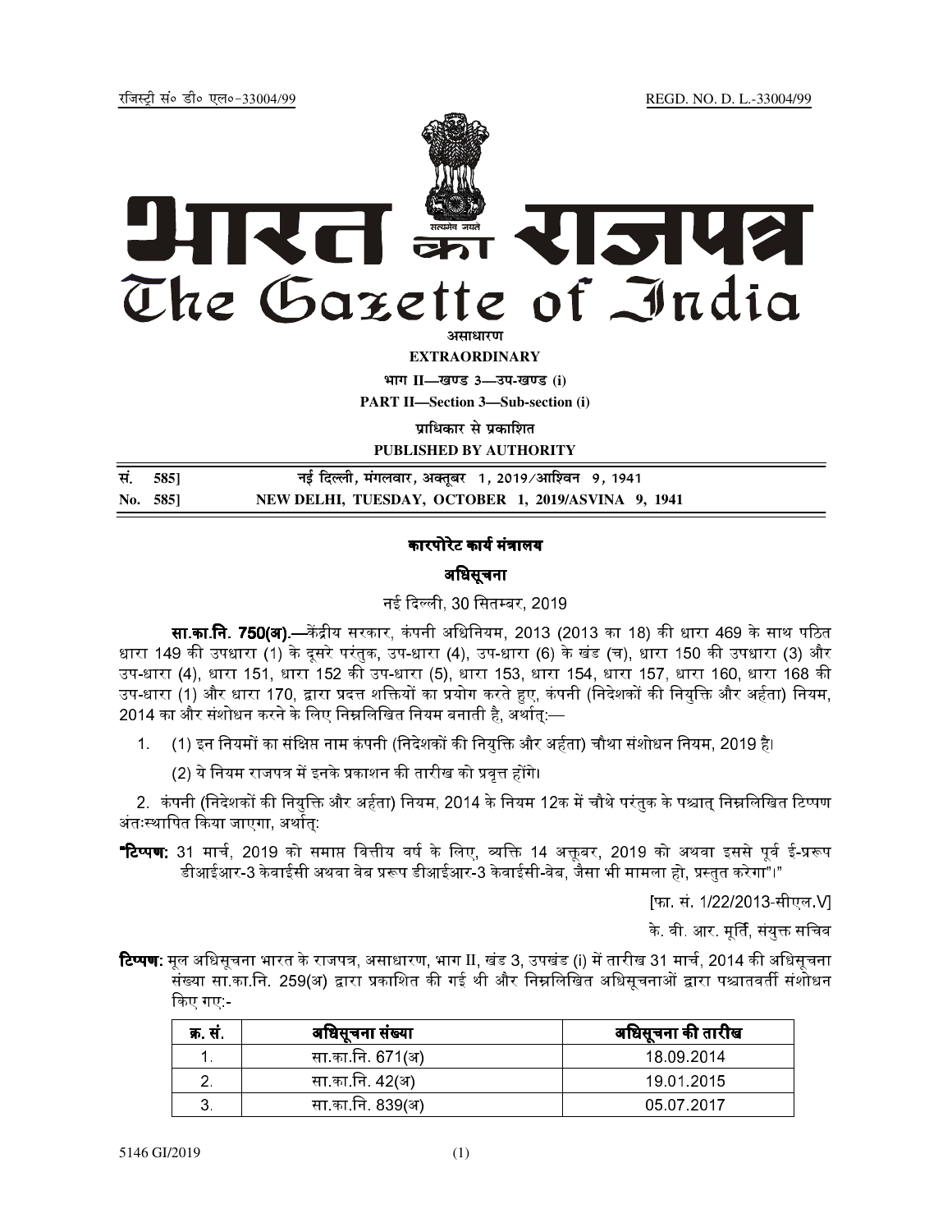रजिस्ट्री सं० डी० एल०-33004/99 REGD. NO. D. L.-33004/99

# भारत का राजपत्र
# The Gazette of India

**असाधारण**

**EXTRAORDINARY**

**भाग II—खण्ड 3—उप-खण्ड (i)**

**PART II—Section 3—Sub-section (i)**

**प्राधिकार से प्रकाशित**

**PUBLISHED BY AUTHORITY**

| | | |
|---|---|---|
| सं. 585] | नई दिल्ली, मंगलवार, अक्तूबर 1, 2019/आश्विन 9, 1941 | |
| No. 585] | NEW DELHI, TUESDAY, OCTOBER 1, 2019/ASVINA 9, 1941 | |

## कारपोरेट कार्य मंत्रालय

## अधिसूचना

नई दिल्ली, 30 सितम्बर, 2019

**सा.का.नि. 750(अ).**—केंद्रीय सरकार, कंपनी अधिनियम, 2013 (2013 का 18) की धारा 469 के साथ पठित धारा 149 की उपधारा (1) के दूसरे परंतुक, उप-धारा (4), उप-धारा (6) के खंड (च), धारा 150 की उपधारा (3) और उप-धारा (4), धारा 151, धारा 152 की उप-धारा (5), धारा 153, धारा 154, धारा 157, धारा 160, धारा 168 की उप-धारा (1) और धारा 170, द्वारा प्रदत्त शक्तियों का प्रयोग करते हुए, कंपनी (निदेशकों की नियुक्ति और अर्हता) नियम, 2014 का और संशोधन करने के लिए निम्नलिखित नियम बनाती है, अर्थात्:—

1. (1) इन नियमों का संक्षिप्त नाम कंपनी (निदेशकों की नियुक्ति और अर्हता) चौथा संशोधन नियम, 2019 है।

   (2) ये नियम राजपत्र में इनके प्रकाशन की तारीख को प्रवृत्त होंगे।

2. कंपनी (निदेशकों की नियुक्ति और अर्हता) नियम, 2014 के नियम 12क में चौथे परंतुक के पश्चात् निम्नलिखित टिप्पण अंतःस्थापित किया जाएगा, अर्थात्:

"**टिप्पण:** 31 मार्च, 2019 को समाप्त वित्तीय वर्ष के लिए, व्यक्ति 14 अक्तूबर, 2019 को अथवा इससे पूर्व ई-प्ररूप डीआईआर-3 केवाईसी अथवा वेब प्ररूप डीआईआर-3 केवाईसी-वेब, जैसा भी मामला हो, प्रस्तुत करेगा"।"

[फा. सं. 1/22/2013-सीएल.V]

के. वी. आर. मूर्ति, संयुक्त सचिव

**टिप्पण:** मूल अधिसूचना भारत के राजपत्र, असाधारण, भाग II, खंड 3, उपखंड (i) में तारीख 31 मार्च, 2014 की अधिसूचना संख्या सा.का.नि. 259(अ) द्वारा प्रकाशित की गई थी और निम्नलिखित अधिसूचनाओं द्वारा पश्चातवर्ती संशोधन किए गए:-

| क्र. सं. | अधिसूचना संख्या | अधिसूचना की तारीख |
|---|---|---|
| 1. | सा.का.नि. 671(अ) | 18.09.2014 |
| 2. | सा.का.नि. 42(अ) | 19.01.2015 |
| 3. | सा.का.नि. 839(अ) | 05.07.2017 |

5146 GI/2019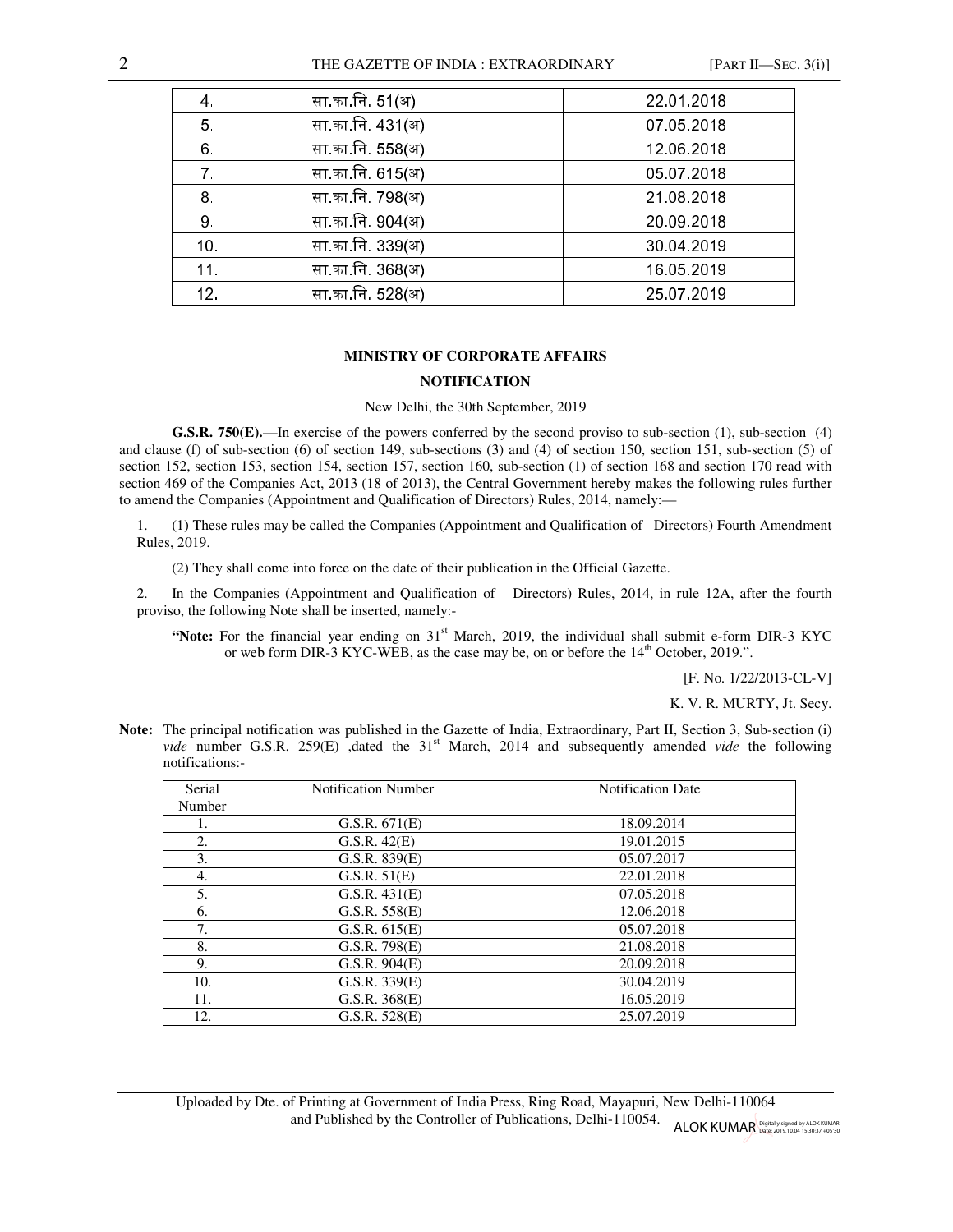| | | |
|---|---|---|
| 4. | सा.का.नि. 51(अ) | 22.01.2018 |
| 5. | सा.का.नि. 431(अ) | 07.05.2018 |
| 6. | सा.का.नि. 558(अ) | 12.06.2018 |
| 7. | सा.का.नि. 615(अ) | 05.07.2018 |
| 8. | सा.का.नि. 798(अ) | 21.08.2018 |
| 9. | सा.का.नि. 904(अ) | 20.09.2018 |
| 10. | सा.का.नि. 339(अ) | 30.04.2019 |
| 11. | सा.का.नि. 368(अ) | 16.05.2019 |
| 12. | सा.का.नि. 528(अ) | 25.07.2019 |

## MINISTRY OF CORPORATE AFFAIRS

### NOTIFICATION

New Delhi, the 30th September, 2019

**G.S.R. 750(E).**—In exercise of the powers conferred by the second proviso to sub-section (1), sub-section (4) and clause (f) of sub-section (6) of section 149, sub-sections (3) and (4) of section 150, section 151, sub-section (5) of section 152, section 153, section 154, section 157, section 160, sub-section (1) of section 168 and section 170 read with section 469 of the Companies Act, 2013 (18 of 2013), the Central Government hereby makes the following rules further to amend the Companies (Appointment and Qualification of Directors) Rules, 2014, namely:—

1. (1) These rules may be called the Companies (Appointment and Qualification of Directors) Fourth Amendment Rules, 2019.

(2) They shall come into force on the date of their publication in the Official Gazette.

2. In the Companies (Appointment and Qualification of Directors) Rules, 2014, in rule 12A, after the fourth proviso, the following Note shall be inserted, namely:-

**"Note:** For the financial year ending on 31st March, 2019, the individual shall submit e-form DIR-3 KYC or web form DIR-3 KYC-WEB, as the case may be, on or before the 14th October, 2019.".

[F. No. 1/22/2013-CL-V]

K. V. R. MURTY, Jt. Secy.

**Note:** The principal notification was published in the Gazette of India, Extraordinary, Part II, Section 3, Sub-section (i) *vide* number G.S.R. 259(E) ,dated the 31st March, 2014 and subsequently amended *vide* the following notifications:-

| Serial Number | Notification Number | Notification Date |
|---|---|---|
| 1. | G.S.R. 671(E) | 18.09.2014 |
| 2. | G.S.R. 42(E) | 19.01.2015 |
| 3. | G.S.R. 839(E) | 05.07.2017 |
| 4. | G.S.R. 51(E) | 22.01.2018 |
| 5. | G.S.R. 431(E) | 07.05.2018 |
| 6. | G.S.R. 558(E) | 12.06.2018 |
| 7. | G.S.R. 615(E) | 05.07.2018 |
| 8. | G.S.R. 798(E) | 21.08.2018 |
| 9. | G.S.R. 904(E) | 20.09.2018 |
| 10. | G.S.R. 339(E) | 30.04.2019 |
| 11. | G.S.R. 368(E) | 16.05.2019 |
| 12. | G.S.R. 528(E) | 25.07.2019 |

Uploaded by Dte. of Printing at Government of India Press, Ring Road, Mayapuri, New Delhi-110064 and Published by the Controller of Publications, Delhi-110054.